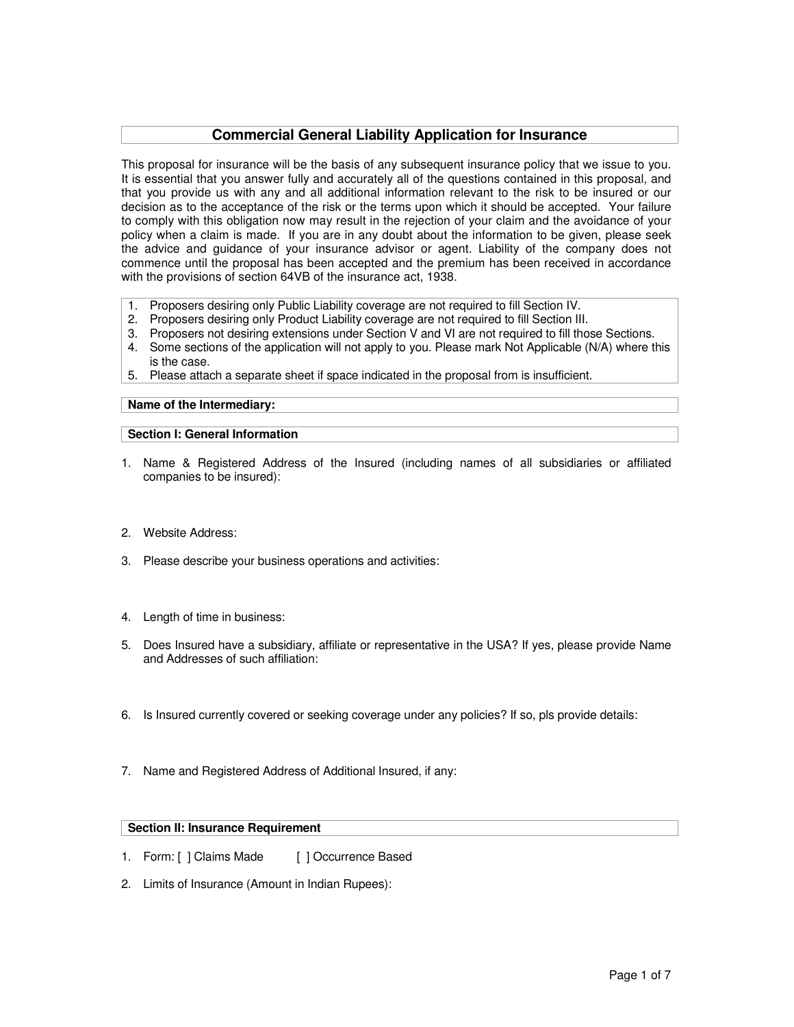# Commercial General Liability Application for Insurance

This proposal for insurance will be the basis of any subsequent insurance policy that we issue to you. It is essential that you answer fully and accurately all of the questions contained in this proposal, and that you provide us with any and all additional information relevant to the risk to be insured or our decision as to the acceptance of the risk or the terms upon which it should be accepted. Your failure to comply with this obligation now may result in the rejection of your claim and the avoidance of your policy when a claim is made. If you are in any doubt about the information to be given, please seek the advice and guidance of your insurance advisor or agent. Liability of the company does not commence until the proposal has been accepted and the premium has been received in accordance with the provisions of section 64VB of the insurance act, 1938.

1. Proposers desiring only Public Liability coverage are not required to fill Section IV.
2. Proposers desiring only Product Liability coverage are not required to fill Section III.
3. Proposers not desiring extensions under Section V and VI are not required to fill those Sections.
4. Some sections of the application will not apply to you. Please mark Not Applicable (N/A) where this is the case.
5. Please attach a separate sheet if space indicated in the proposal from is insufficient.

**Name of the Intermediary:**

## Section I: General Information

1. Name & Registered Address of the Insured (including names of all subsidiaries or affiliated companies to be insured):

2. Website Address:

3. Please describe your business operations and activities:

4. Length of time in business:

5. Does Insured have a subsidiary, affiliate or representative in the USA? If yes, please provide Name and Addresses of such affiliation:

6. Is Insured currently covered or seeking coverage under any policies? If so, pls provide details:

7. Name and Registered Address of Additional Insured, if any:

## Section II: Insurance Requirement

1. Form: [ ] Claims Made [ ] Occurrence Based

2. Limits of Insurance (Amount in Indian Rupees):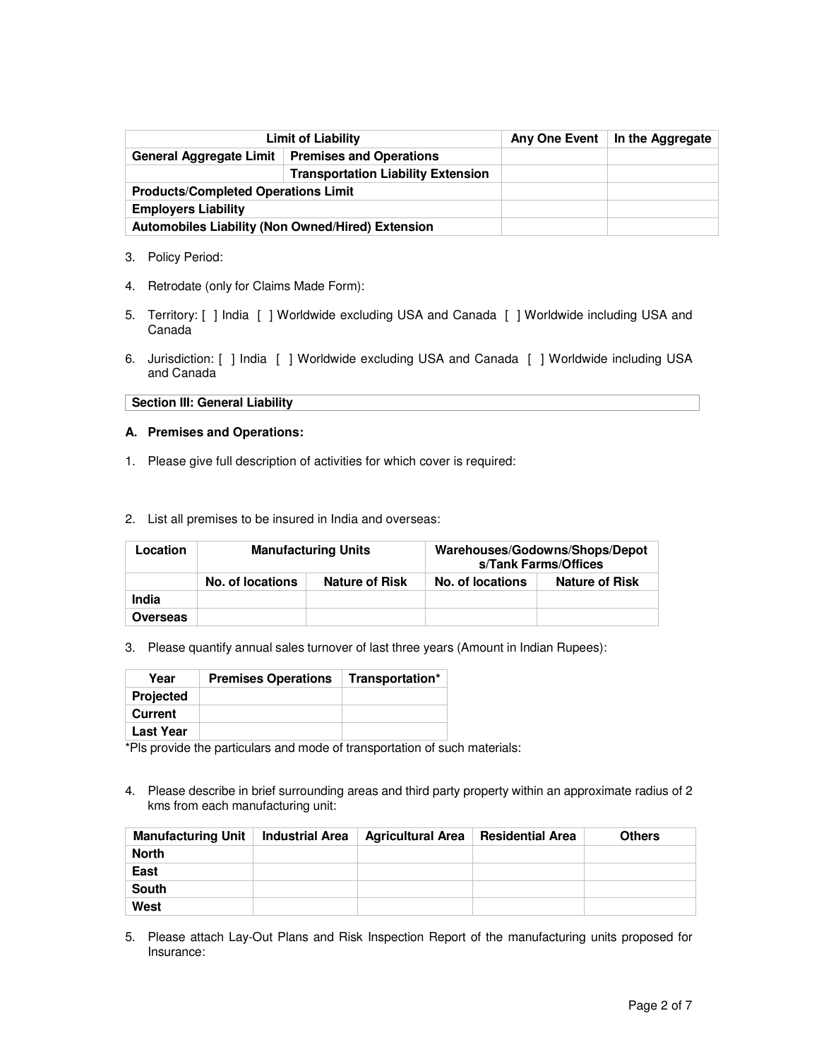| Limit of Liability | | Any One Event | In the Aggregate |
|---|---|---|---|
| **General Aggregate Limit** | **Premises and Operations** | | |
| | **Transportation Liability Extension** | | |
| **Products/Completed Operations Limit** | | | |
| **Employers Liability** | | | |
| **Automobiles Liability (Non Owned/Hired) Extension** | | | |

3. Policy Period:

4. Retrodate (only for Claims Made Form):

5. Territory: [ ] India [ ] Worldwide excluding USA and Canada [ ] Worldwide including USA and Canada

6. Jurisdiction: [ ] India [ ] Worldwide excluding USA and Canada [ ] Worldwide including USA and Canada

## Section III: General Liability

### A. Premises and Operations:

1. Please give full description of activities for which cover is required:

2. List all premises to be insured in India and overseas:

| Location | Manufacturing Units | | Warehouses/Godowns/Shops/Depots/Tank Farms/Offices | |
|---|---|---|---|---|
| | **No. of locations** | **Nature of Risk** | **No. of locations** | **Nature of Risk** |
| **India** | | | | |
| **Overseas** | | | | |

3. Please quantify annual sales turnover of last three years (Amount in Indian Rupees):

| Year | Premises Operations | Transportation* |
|---|---|---|
| **Projected** | | |
| **Current** | | |
| **Last Year** | | |

*Pls provide the particulars and mode of transportation of such materials:

4. Please describe in brief surrounding areas and third party property within an approximate radius of 2 kms from each manufacturing unit:

| Manufacturing Unit | Industrial Area | Agricultural Area | Residential Area | Others |
|---|---|---|---|---|
| **North** | | | | |
| **East** | | | | |
| **South** | | | | |
| **West** | | | | |

5. Please attach Lay-Out Plans and Risk Inspection Report of the manufacturing units proposed for Insurance: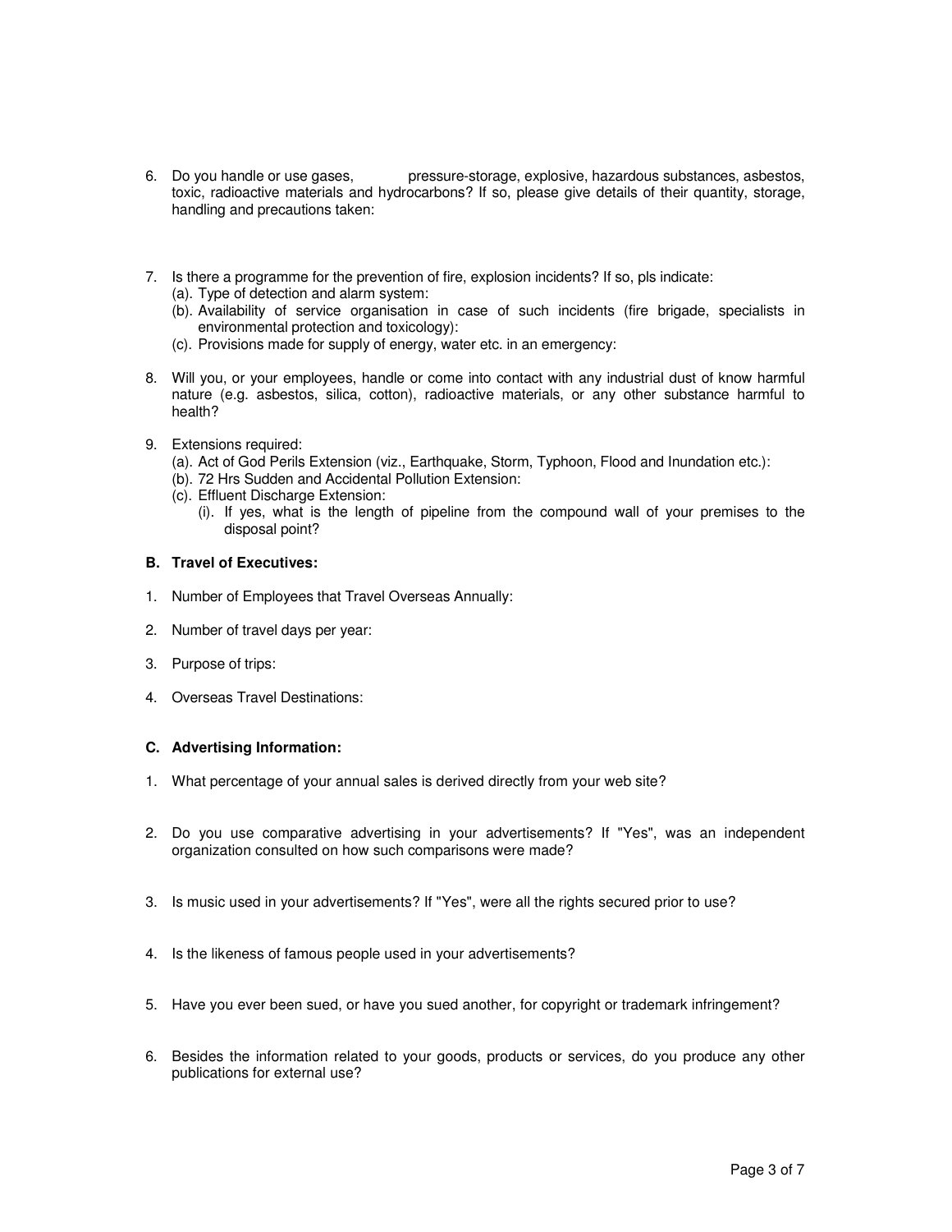6. Do you handle or use gases, pressure-storage, explosive, hazardous substances, asbestos, toxic, radioactive materials and hydrocarbons? If so, please give details of their quantity, storage, handling and precautions taken:

7. Is there a programme for the prevention of fire, explosion incidents? If so, pls indicate:
   (a). Type of detection and alarm system:
   (b). Availability of service organisation in case of such incidents (fire brigade, specialists in environmental protection and toxicology):
   (c). Provisions made for supply of energy, water etc. in an emergency:

8. Will you, or your employees, handle or come into contact with any industrial dust of know harmful nature (e.g. asbestos, silica, cotton), radioactive materials, or any other substance harmful to health?

9. Extensions required:
   (a). Act of God Perils Extension (viz., Earthquake, Storm, Typhoon, Flood and Inundation etc.):
   (b). 72 Hrs Sudden and Accidental Pollution Extension:
   (c). Effluent Discharge Extension:
      (i). If yes, what is the length of pipeline from the compound wall of your premises to the disposal point?

**B. Travel of Executives:**

1. Number of Employees that Travel Overseas Annually:

2. Number of travel days per year:

3. Purpose of trips:

4. Overseas Travel Destinations:

**C. Advertising Information:**

1. What percentage of your annual sales is derived directly from your web site?

2. Do you use comparative advertising in your advertisements? If "Yes", was an independent organization consulted on how such comparisons were made?

3. Is music used in your advertisements? If "Yes", were all the rights secured prior to use?

4. Is the likeness of famous people used in your advertisements?

5. Have you ever been sued, or have you sued another, for copyright or trademark infringement?

6. Besides the information related to your goods, products or services, do you produce any other publications for external use?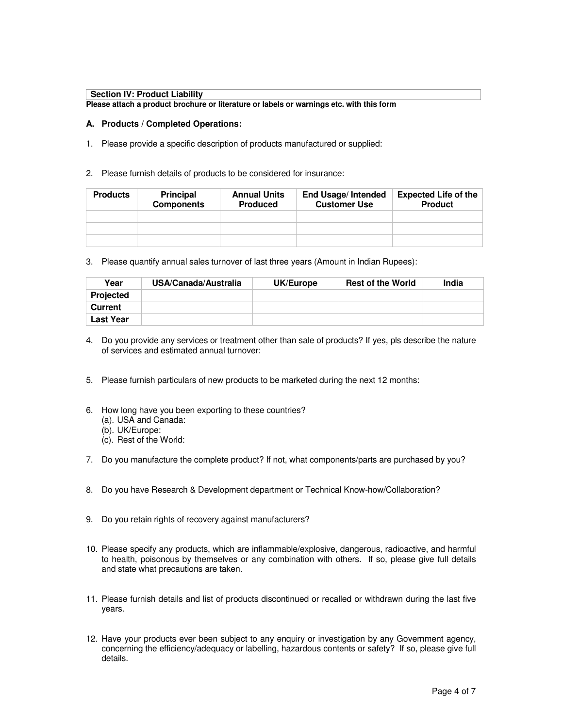## Section IV: Product Liability

**Please attach a product brochure or literature or labels or warnings etc. with this form**

### A. Products / Completed Operations:

1. Please provide a specific description of products manufactured or supplied:

2. Please furnish details of products to be considered for insurance:

| Products | Principal Components | Annual Units Produced | End Usage/ Intended Customer Use | Expected Life of the Product |
|---|---|---|---|---|
| | | | | |
| | | | | |
| | | | | |

3. Please quantify annual sales turnover of last three years (Amount in Indian Rupees):

| Year | USA/Canada/Australia | UK/Europe | Rest of the World | India |
|---|---|---|---|---|
| **Projected** | | | | |
| **Current** | | | | |
| **Last Year** | | | | |

4. Do you provide any services or treatment other than sale of products? If yes, pls describe the nature of services and estimated annual turnover:

5. Please furnish particulars of new products to be marketed during the next 12 months:

6. How long have you been exporting to these countries?
   (a). USA and Canada:
   (b). UK/Europe:
   (c). Rest of the World:

7. Do you manufacture the complete product? If not, what components/parts are purchased by you?

8. Do you have Research & Development department or Technical Know-how/Collaboration?

9. Do you retain rights of recovery against manufacturers?

10. Please specify any products, which are inflammable/explosive, dangerous, radioactive, and harmful to health, poisonous by themselves or any combination with others. If so, please give full details and state what precautions are taken.

11. Please furnish details and list of products discontinued or recalled or withdrawn during the last five years.

12. Have your products ever been subject to any enquiry or investigation by any Government agency, concerning the efficiency/adequacy or labelling, hazardous contents or safety? If so, please give full details.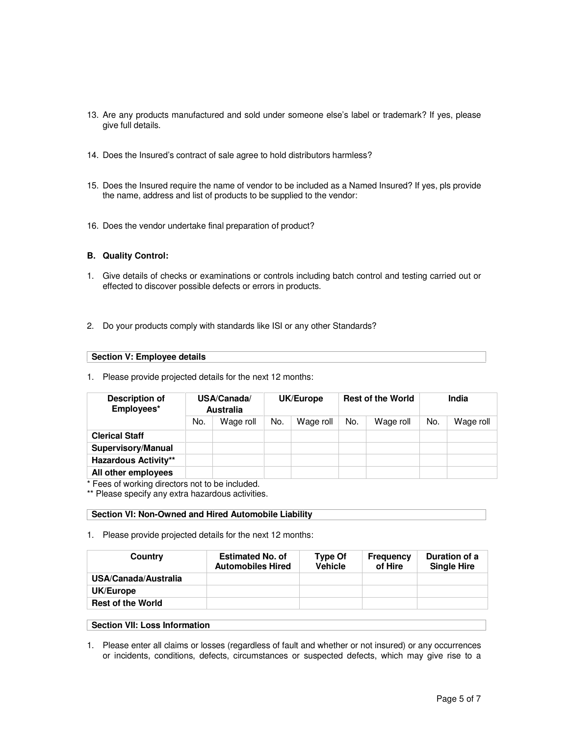13. Are any products manufactured and sold under someone else's label or trademark? If yes, please give full details.

14. Does the Insured's contract of sale agree to hold distributors harmless?

15. Does the Insured require the name of vendor to be included as a Named Insured? If yes, pls provide the name, address and list of products to be supplied to the vendor:

16. Does the vendor undertake final preparation of product?

**B. Quality Control:**

1. Give details of checks or examinations or controls including batch control and testing carried out or effected to discover possible defects or errors in products.

2. Do your products comply with standards like ISI or any other Standards?

**Section V: Employee details**

1. Please provide projected details for the next 12 months:

| Description of Employees* | USA/Canada/ Australia | | UK/Europe | | Rest of the World | | India | |
|---|---|---|---|---|---|---|---|---|
| | No. | Wage roll | No. | Wage roll | No. | Wage roll | No. | Wage roll |
| **Clerical Staff** | | | | | | | | |
| **Supervisory/Manual** | | | | | | | | |
| **Hazardous Activity**** | | | | | | | | |
| **All other employees** | | | | | | | | |

\* Fees of working directors not to be included.
** Please specify any extra hazardous activities.

**Section VI: Non-Owned and Hired Automobile Liability**

1. Please provide projected details for the next 12 months:

| Country | Estimated No. of Automobiles Hired | Type Of Vehicle | Frequency of Hire | Duration of a Single Hire |
|---|---|---|---|---|
| **USA/Canada/Australia** | | | | |
| **UK/Europe** | | | | |
| **Rest of the World** | | | | |

**Section VII: Loss Information**

1. Please enter all claims or losses (regardless of fault and whether or not insured) or any occurrences or incidents, conditions, defects, circumstances or suspected defects, which may give rise to a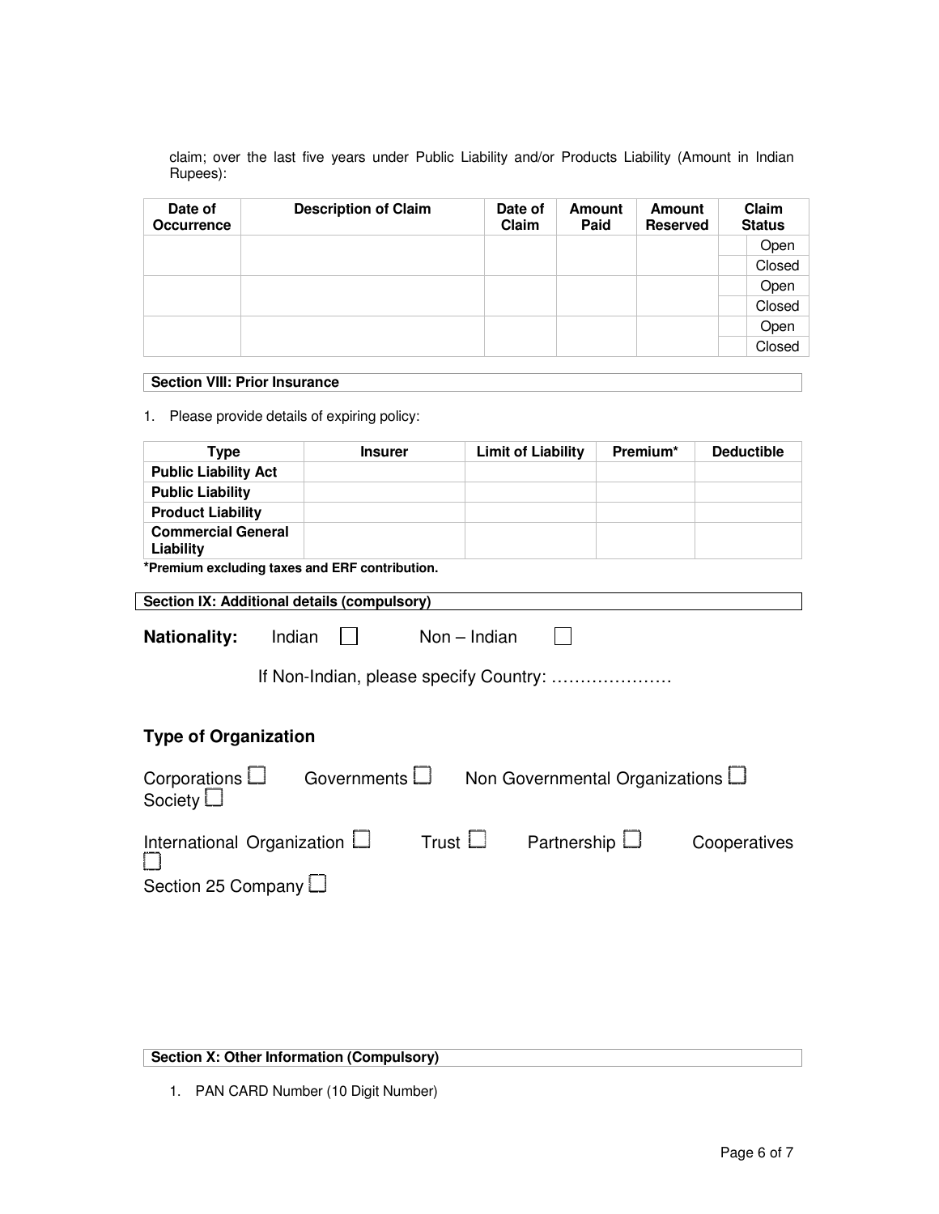claim; over the last five years under Public Liability and/or Products Liability (Amount in Indian Rupees):

| Date of Occurrence | Description of Claim | Date of Claim | Amount Paid | Amount Reserved | Claim Status | |
|---|---|---|---|---|---|---|
| | | | | | | Open |
| | | | | | | Closed |
| | | | | | | Open |
| | | | | | | Closed |
| | | | | | | Open |
| | | | | | | Closed |

**Section VIII: Prior Insurance**

1. Please provide details of expiring policy:

| Type | Insurer | Limit of Liability | Premium* | Deductible |
|---|---|---|---|---|
| **Public Liability Act** | | | | |
| **Public Liability** | | | | |
| **Product Liability** | | | | |
| **Commercial General Liability** | | | | |

**\*Premium excluding taxes and ERF contribution.**

**Section IX: Additional details (compulsory)**

**Nationality:** Indian ☐ Non – Indian ☐

If Non-Indian, please specify Country: …………………

**Type of Organization**

Corporations ☐ Governments ☐ Non Governmental Organizations ☐ Society ☐

International Organization ☐ Trust ☐ Partnership ☐ Cooperatives ☐

Section 25 Company ☐

**Section X: Other Information (Compulsory)**

1. PAN CARD Number (10 Digit Number)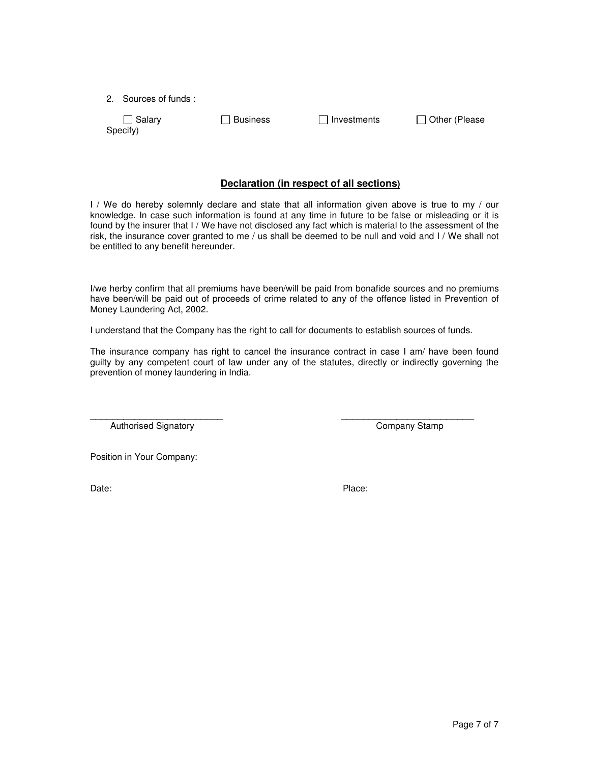2. Sources of funds :

☐ Salary ☐ Business ☐ Investments ☐ Other (Please Specify)

**Declaration (in respect of all sections)**

I / We do hereby solemnly declare and state that all information given above is true to my / our knowledge. In case such information is found at any time in future to be false or misleading or it is found by the insurer that I / We have not disclosed any fact which is material to the assessment of the risk, the insurance cover granted to me / us shall be deemed to be null and void and I / We shall not be entitled to any benefit hereunder.

I/we herby confirm that all premiums have been/will be paid from bonafide sources and no premiums have been/will be paid out of proceeds of crime related to any of the offence listed in Prevention of Money Laundering Act, 2002.

I understand that the Company has the right to call for documents to establish sources of funds.

The insurance company has right to cancel the insurance contract in case I am/ have been found guilty by any competent court of law under any of the statutes, directly or indirectly governing the prevention of money laundering in India.

\_\_\_\_\_\_\_\_\_\_\_\_\_\_\_\_\_\_\_\_\_\_\_\_\_\_\_ Authorised Signatory

\_\_\_\_\_\_\_\_\_\_\_\_\_\_\_\_\_\_\_\_\_\_\_\_\_\_\_ Company Stamp

Position in Your Company:

Date:

Place: